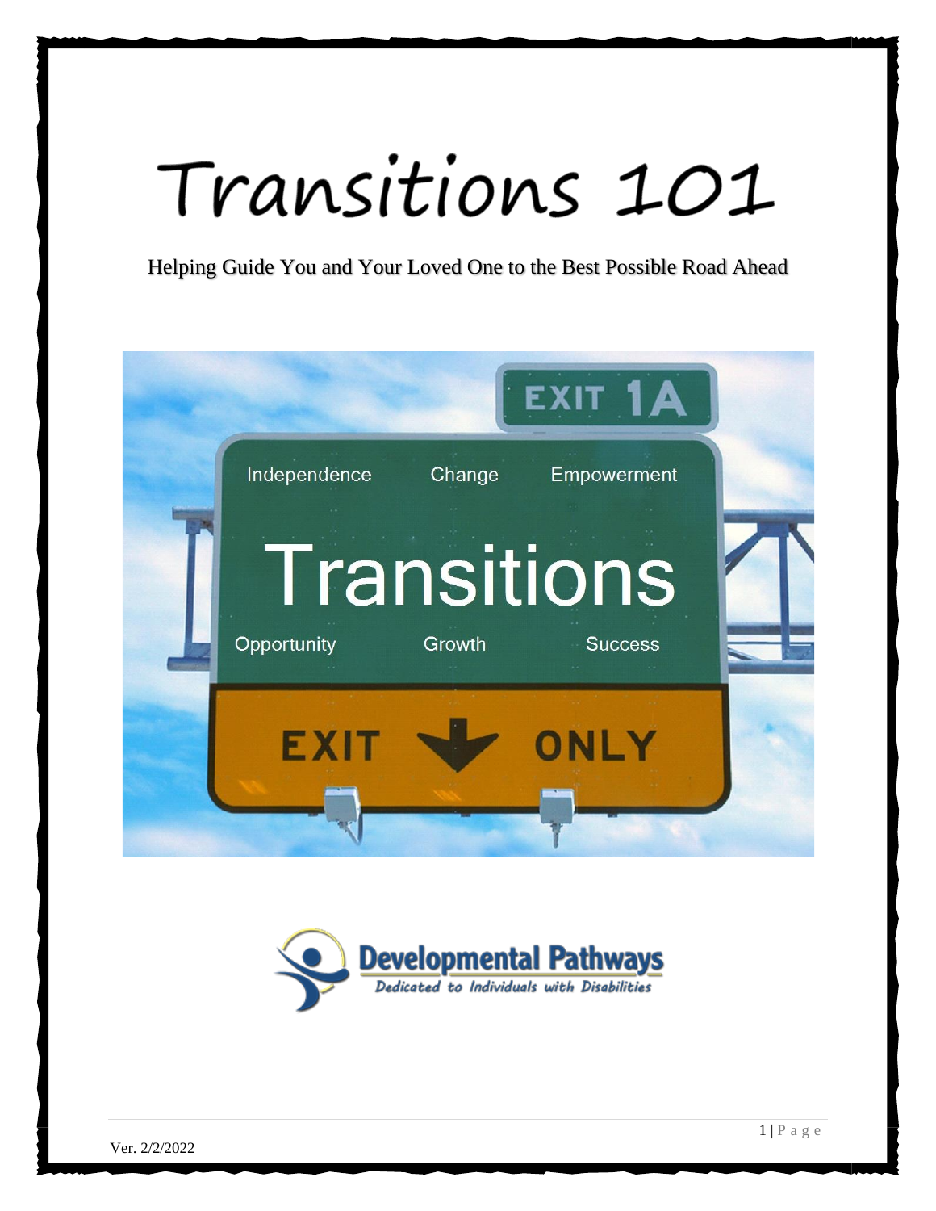# Transitions 101

Helping Guide You and Your Loved One to the Best Possible Road Ahead

Independence Change Empowerment

Transitions

Opportunity Growth Success

EXIT ONLY

Developmental Pathways

*Dedicated to Individuals with Disabilities*

Ver. 2/2/2022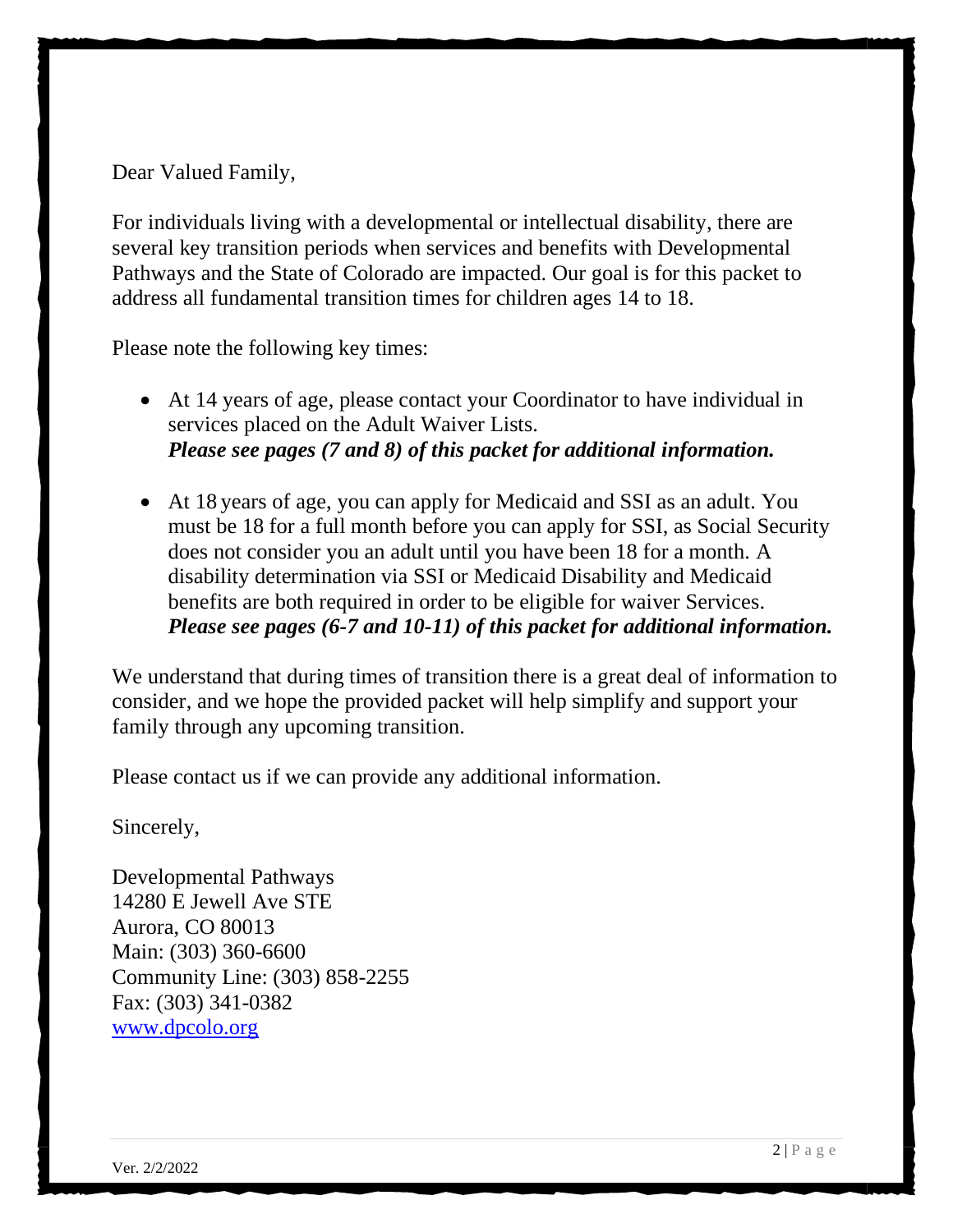Dear Valued Family,

For individuals living with a developmental or intellectual disability, there are several key transition periods when services and benefits with Developmental Pathways and the State of Colorado are impacted. Our goal is for this packet to address all fundamental transition times for children ages 14 to 18.

Please note the following key times:

- At 14 years of age, please contact your Coordinator to have individual in services placed on the Adult Waiver Lists.
  ***Please see pages (7 and 8) of this packet for additional information.***

- At 18 years of age, you can apply for Medicaid and SSI as an adult. You must be 18 for a full month before you can apply for SSI, as Social Security does not consider you an adult until you have been 18 for a month. A disability determination via SSI or Medicaid Disability and Medicaid benefits are both required in order to be eligible for waiver Services.
  ***Please see pages (6-7 and 10-11) of this packet for additional information.***

We understand that during times of transition there is a great deal of information to consider, and we hope the provided packet will help simplify and support your family through any upcoming transition.

Please contact us if we can provide any additional information.

Sincerely,

Developmental Pathways
14280 E Jewell Ave STE
Aurora, CO 80013
Main: (303) 360-6600
Community Line: (303) 858-2255
Fax: (303) 341-0382
[www.dpcolo.org](http://www.dpcolo.org)

Ver. 2/2/2022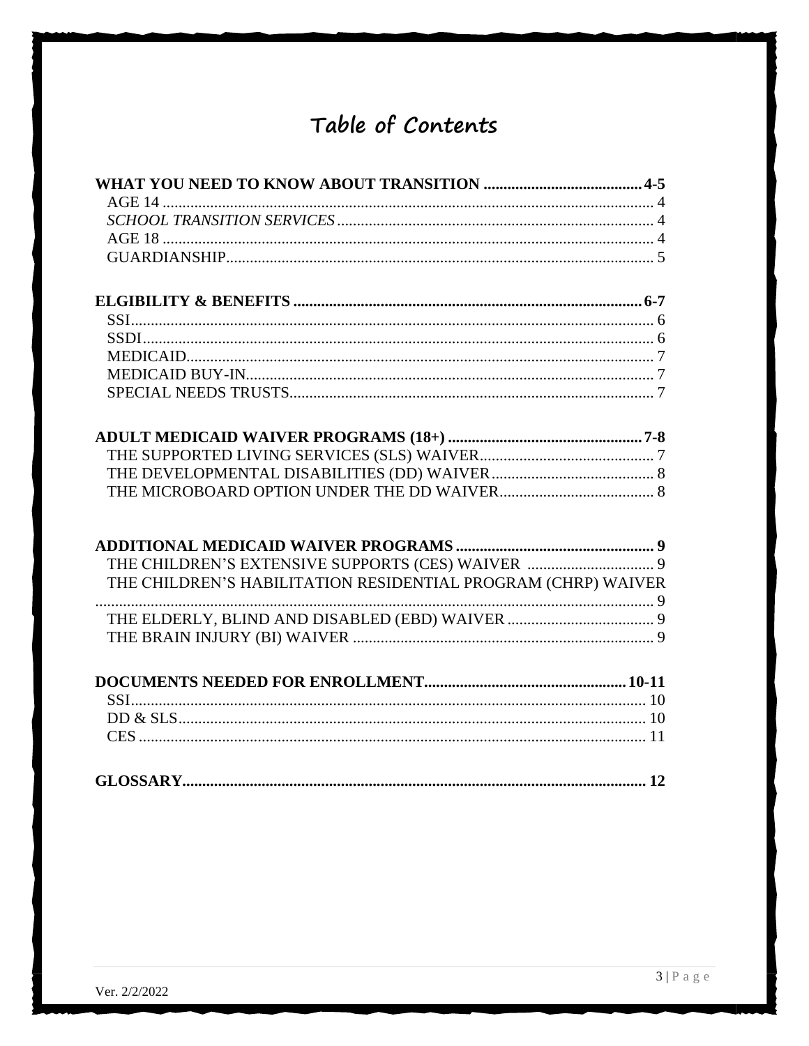# Table of Contents

**WHAT YOU NEED TO KNOW ABOUT TRANSITION ........................................ 4-5**
- AGE 14 ........................................................................................................ 4
- *SCHOOL TRANSITION SERVICES* ................................................................ 4
- AGE 18 ........................................................................................................ 4
- GUARDIANSHIP.............................................................................................. 5

**ELGIBILITY & BENEFITS ........................................................................ 6-7**
- SSI.................................................................................................................. 6
- SSDI................................................................................................................ 6
- MEDICAID...................................................................................................... 7
- MEDICAID BUY-IN.......................................................................................... 7
- SPECIAL NEEDS TRUSTS................................................................................ 7

**ADULT MEDICAID WAIVER PROGRAMS (18+) .......................................... 7-8**
- THE SUPPORTED LIVING SERVICES (SLS) WAIVER......................................... 7
- THE DEVELOPMENTAL DISABILITIES (DD) WAIVER........................................ 8
- THE MICROBOARD OPTION UNDER THE DD WAIVER..................................... 8

**ADDITIONAL MEDICAID WAIVER PROGRAMS .............................................. 9**
- THE CHILDREN'S EXTENSIVE SUPPORTS (CES) WAIVER ................................ 9
- THE CHILDREN'S HABILITATION RESIDENTIAL PROGRAM (CHRP) WAIVER .................................................................................................................. 9
- THE ELDERLY, BLIND AND DISABLED (EBD) WAIVER ..................................... 9
- THE BRAIN INJURY (BI) WAIVER .................................................................... 9

**DOCUMENTS NEEDED FOR ENROLLMENT............................................... 10-11**
- SSI................................................................................................................ 10
- DD & SLS...................................................................................................... 10
- CES .............................................................................................................. 11

**GLOSSARY.................................................................................................... 12**

Ver. 2/2/2022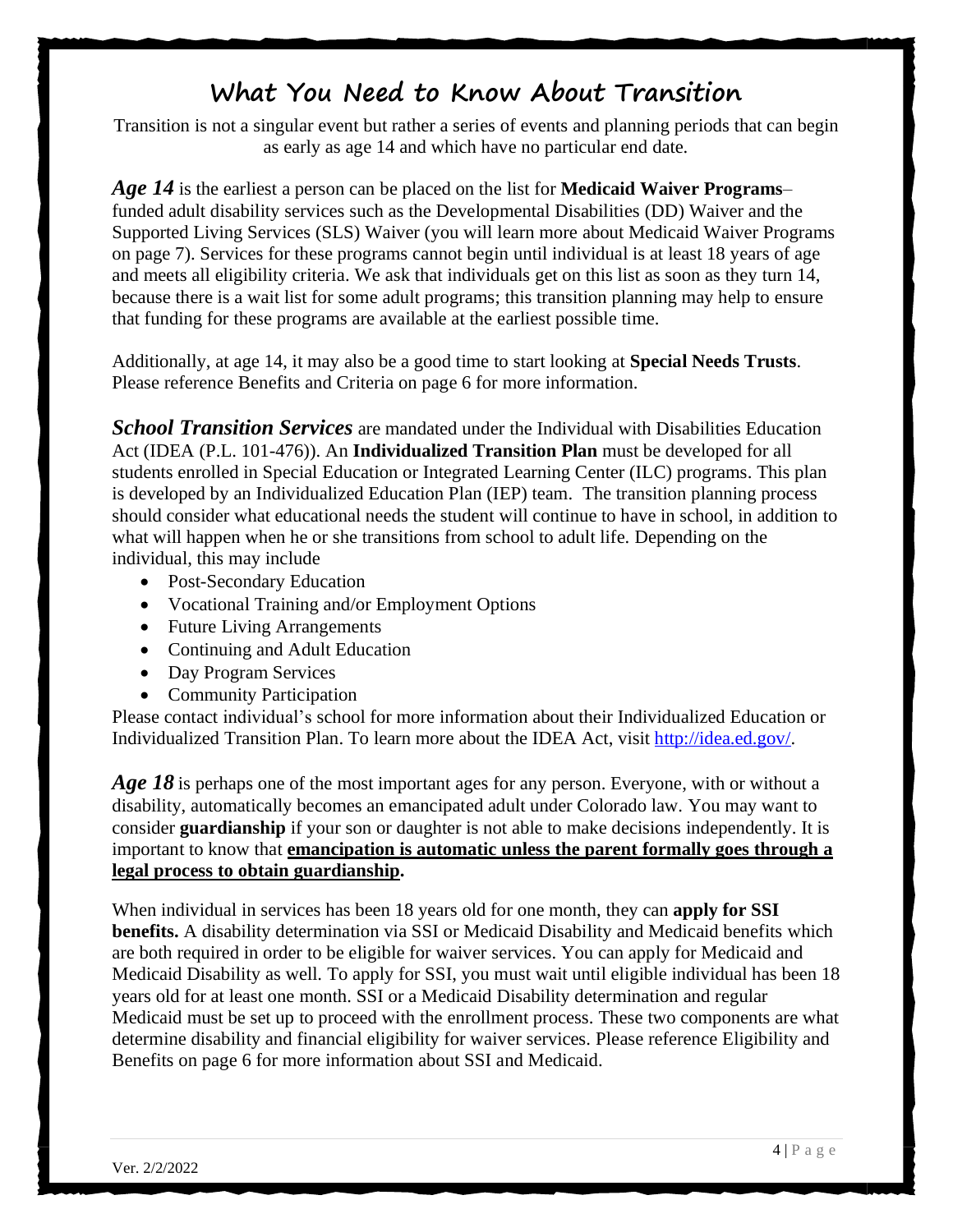# What You Need to Know About Transition

Transition is not a singular event but rather a series of events and planning periods that can begin as early as age 14 and which have no particular end date.

***Age 14*** is the earliest a person can be placed on the list for **Medicaid Waiver Programs**– funded adult disability services such as the Developmental Disabilities (DD) Waiver and the Supported Living Services (SLS) Waiver (you will learn more about Medicaid Waiver Programs on page 7). Services for these programs cannot begin until individual is at least 18 years of age and meets all eligibility criteria. We ask that individuals get on this list as soon as they turn 14, because there is a wait list for some adult programs; this transition planning may help to ensure that funding for these programs are available at the earliest possible time.

Additionally, at age 14, it may also be a good time to start looking at **Special Needs Trusts**. Please reference Benefits and Criteria on page 6 for more information.

***School Transition Services*** are mandated under the Individual with Disabilities Education Act (IDEA (P.L. 101-476)). An **Individualized Transition Plan** must be developed for all students enrolled in Special Education or Integrated Learning Center (ILC) programs. This plan is developed by an Individualized Education Plan (IEP) team. The transition planning process should consider what educational needs the student will continue to have in school, in addition to what will happen when he or she transitions from school to adult life. Depending on the individual, this may include

- Post-Secondary Education
- Vocational Training and/or Employment Options
- Future Living Arrangements
- Continuing and Adult Education
- Day Program Services
- Community Participation

Please contact individual's school for more information about their Individualized Education or Individualized Transition Plan. To learn more about the IDEA Act, visit http://idea.ed.gov/.

***Age 18*** is perhaps one of the most important ages for any person. Everyone, with or without a disability, automatically becomes an emancipated adult under Colorado law. You may want to consider **guardianship** if your son or daughter is not able to make decisions independently. It is important to know that **emancipation is automatic unless the parent formally goes through a legal process to obtain guardianship.**

When individual in services has been 18 years old for one month, they can **apply for SSI benefits.** A disability determination via SSI or Medicaid Disability and Medicaid benefits which are both required in order to be eligible for waiver services. You can apply for Medicaid and Medicaid Disability as well. To apply for SSI, you must wait until eligible individual has been 18 years old for at least one month. SSI or a Medicaid Disability determination and regular Medicaid must be set up to proceed with the enrollment process. These two components are what determine disability and financial eligibility for waiver services. Please reference Eligibility and Benefits on page 6 for more information about SSI and Medicaid.

Ver. 2/2/2022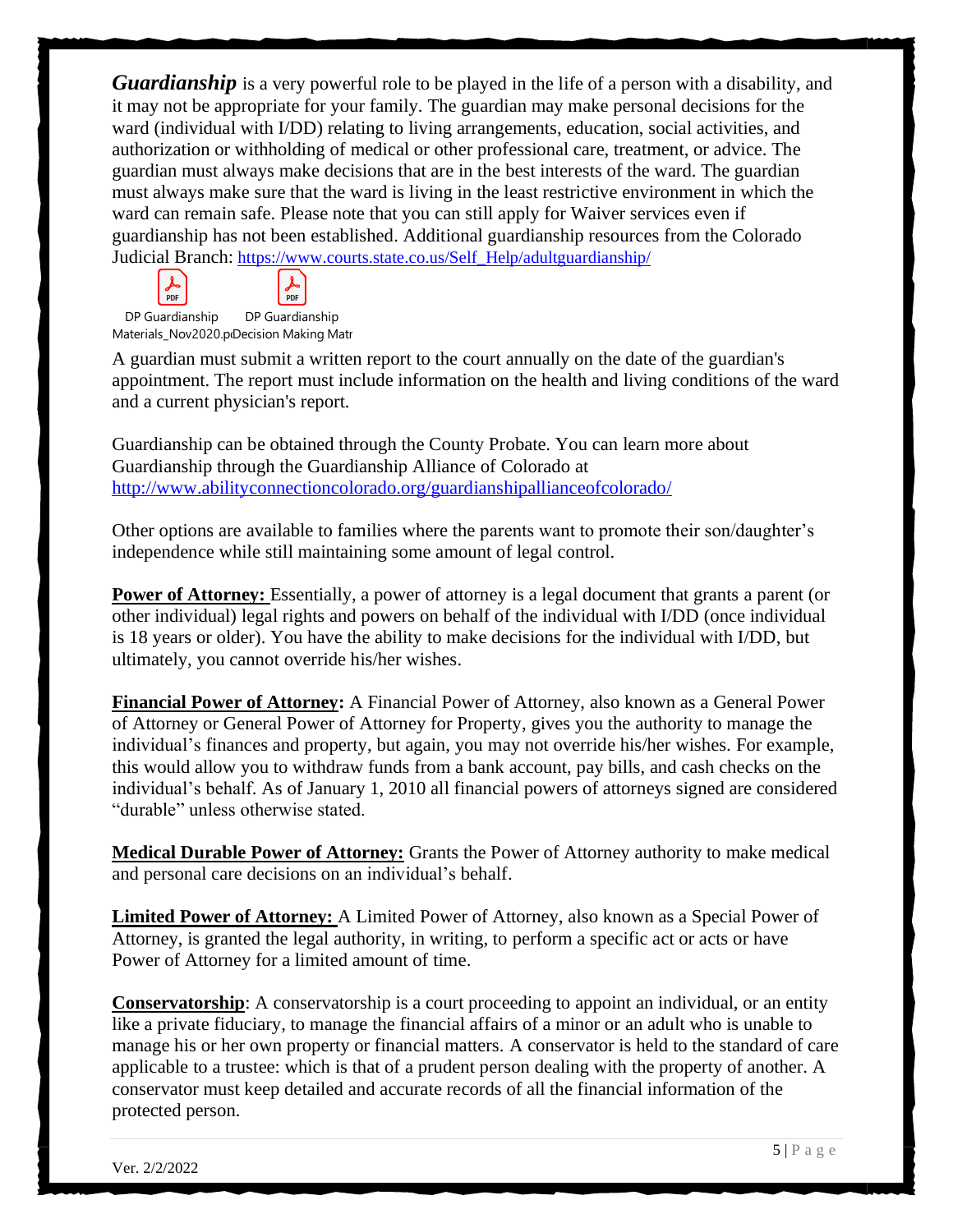***Guardianship*** is a very powerful role to be played in the life of a person with a disability, and it may not be appropriate for your family. The guardian may make personal decisions for the ward (individual with I/DD) relating to living arrangements, education, social activities, and authorization or withholding of medical or other professional care, treatment, or advice. The guardian must always make decisions that are in the best interests of the ward. The guardian must always make sure that the ward is living in the least restrictive environment in which the ward can remain safe. Please note that you can still apply for Waiver services even if guardianship has not been established. Additional guardianship resources from the Colorado Judicial Branch: https://www.courts.state.co.us/Self_Help/adultguardianship/

DP Guardianship Materials_Nov2020.p  DP Guardianship Decision Making Matr

A guardian must submit a written report to the court annually on the date of the guardian's appointment. The report must include information on the health and living conditions of the ward and a current physician's report.

Guardianship can be obtained through the County Probate. You can learn more about Guardianship through the Guardianship Alliance of Colorado at http://www.abilityconnectioncolorado.org/guardianshipallianceofcolorado/

Other options are available to families where the parents want to promote their son/daughter's independence while still maintaining some amount of legal control.

**Power of Attorney:** Essentially, a power of attorney is a legal document that grants a parent (or other individual) legal rights and powers on behalf of the individual with I/DD (once individual is 18 years or older). You have the ability to make decisions for the individual with I/DD, but ultimately, you cannot override his/her wishes.

**Financial Power of Attorney:** A Financial Power of Attorney, also known as a General Power of Attorney or General Power of Attorney for Property, gives you the authority to manage the individual's finances and property, but again, you may not override his/her wishes. For example, this would allow you to withdraw funds from a bank account, pay bills, and cash checks on the individual's behalf. As of January 1, 2010 all financial powers of attorneys signed are considered "durable" unless otherwise stated.

**Medical Durable Power of Attorney:** Grants the Power of Attorney authority to make medical and personal care decisions on an individual's behalf.

**Limited Power of Attorney:** A Limited Power of Attorney, also known as a Special Power of Attorney, is granted the legal authority, in writing, to perform a specific act or acts or have Power of Attorney for a limited amount of time.

**Conservatorship**: A conservatorship is a court proceeding to appoint an individual, or an entity like a private fiduciary, to manage the financial affairs of a minor or an adult who is unable to manage his or her own property or financial matters. A conservator is held to the standard of care applicable to a trustee: which is that of a prudent person dealing with the property of another. A conservator must keep detailed and accurate records of all the financial information of the protected person.

Ver. 2/2/2022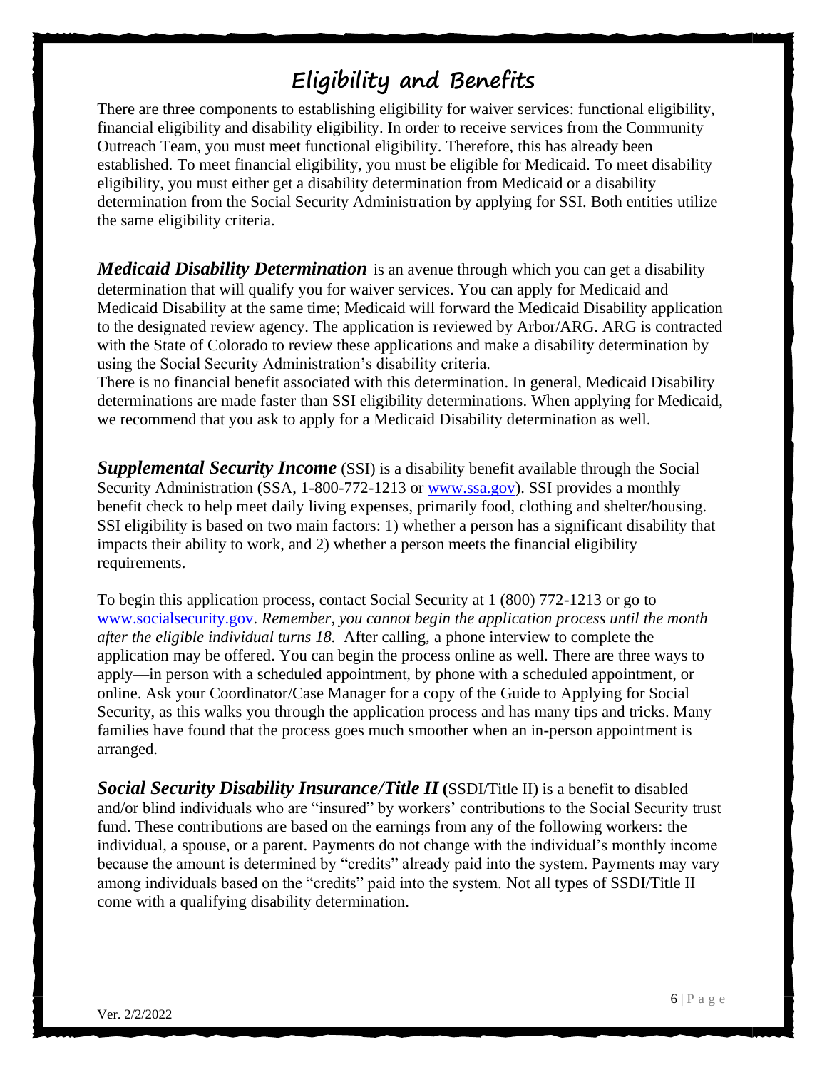# Eligibility and Benefits

There are three components to establishing eligibility for waiver services: functional eligibility, financial eligibility and disability eligibility. In order to receive services from the Community Outreach Team, you must meet functional eligibility. Therefore, this has already been established. To meet financial eligibility, you must be eligible for Medicaid. To meet disability eligibility, you must either get a disability determination from Medicaid or a disability determination from the Social Security Administration by applying for SSI. Both entities utilize the same eligibility criteria.

***Medicaid Disability Determination*** is an avenue through which you can get a disability determination that will qualify you for waiver services. You can apply for Medicaid and Medicaid Disability at the same time; Medicaid will forward the Medicaid Disability application to the designated review agency. The application is reviewed by Arbor/ARG. ARG is contracted with the State of Colorado to review these applications and make a disability determination by using the Social Security Administration's disability criteria.
There is no financial benefit associated with this determination. In general, Medicaid Disability determinations are made faster than SSI eligibility determinations. When applying for Medicaid, we recommend that you ask to apply for a Medicaid Disability determination as well.

***Supplemental Security Income*** (SSI) is a disability benefit available through the Social Security Administration (SSA, 1-800-772-1213 or [www.ssa.gov](http://www.ssa.gov)). SSI provides a monthly benefit check to help meet daily living expenses, primarily food, clothing and shelter/housing. SSI eligibility is based on two main factors: 1) whether a person has a significant disability that impacts their ability to work, and 2) whether a person meets the financial eligibility requirements.

To begin this application process, contact Social Security at 1 (800) 772-1213 or go to [www.socialsecurity.gov](http://www.socialsecurity.gov). *Remember, you cannot begin the application process until the month after the eligible individual turns 18.* After calling, a phone interview to complete the application may be offered. You can begin the process online as well. There are three ways to apply—in person with a scheduled appointment, by phone with a scheduled appointment, or online. Ask your Coordinator/Case Manager for a copy of the Guide to Applying for Social Security, as this walks you through the application process and has many tips and tricks. Many families have found that the process goes much smoother when an in-person appointment is arranged.

***Social Security Disability Insurance/Title II*** **(**SSDI/Title II) is a benefit to disabled and/or blind individuals who are "insured" by workers' contributions to the Social Security trust fund. These contributions are based on the earnings from any of the following workers: the individual, a spouse, or a parent. Payments do not change with the individual's monthly income because the amount is determined by "credits" already paid into the system. Payments may vary among individuals based on the "credits" paid into the system. Not all types of SSDI/Title II come with a qualifying disability determination.

Ver. 2/2/2022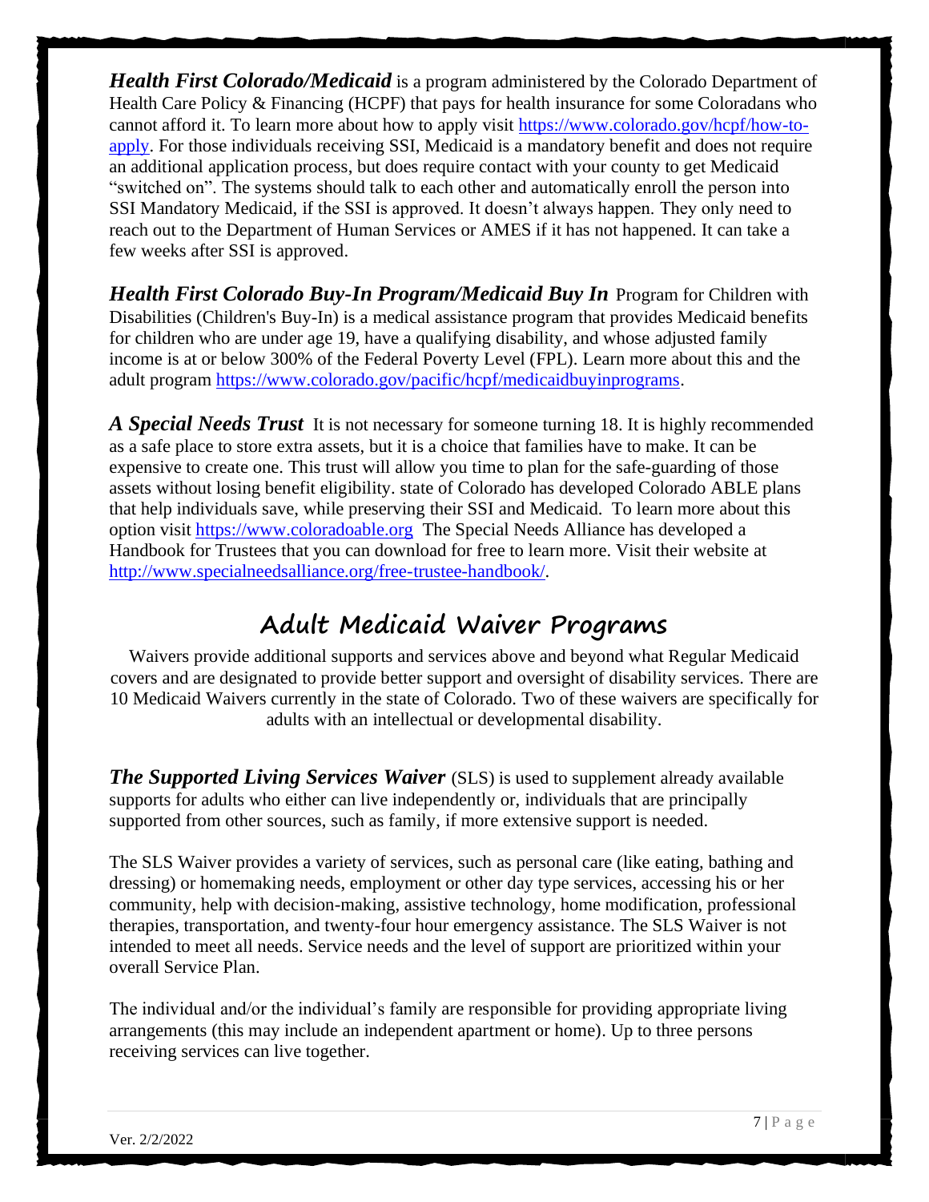***Health First Colorado/Medicaid*** is a program administered by the Colorado Department of Health Care Policy & Financing (HCPF) that pays for health insurance for some Coloradans who cannot afford it. To learn more about how to apply visit [https://www.colorado.gov/hcpf/how-to-apply](https://www.colorado.gov/hcpf/how-to-apply). For those individuals receiving SSI, Medicaid is a mandatory benefit and does not require an additional application process, but does require contact with your county to get Medicaid "switched on". The systems should talk to each other and automatically enroll the person into SSI Mandatory Medicaid, if the SSI is approved. It doesn't always happen. They only need to reach out to the Department of Human Services or AMES if it has not happened. It can take a few weeks after SSI is approved.

***Health First Colorado Buy-In Program/Medicaid Buy In*** Program for Children with Disabilities (Children's Buy-In) is a medical assistance program that provides Medicaid benefits for children who are under age 19, have a qualifying disability, and whose adjusted family income is at or below 300% of the Federal Poverty Level (FPL). Learn more about this and the adult program [https://www.colorado.gov/pacific/hcpf/medicaidbuyinprograms](https://www.colorado.gov/pacific/hcpf/medicaidbuyinprograms).

***A Special Needs Trust*** It is not necessary for someone turning 18. It is highly recommended as a safe place to store extra assets, but it is a choice that families have to make. It can be expensive to create one. This trust will allow you time to plan for the safe-guarding of those assets without losing benefit eligibility. state of Colorado has developed Colorado ABLE plans that help individuals save, while preserving their SSI and Medicaid. To learn more about this option visit [https://www.coloradoable.org](https://www.coloradoable.org) The Special Needs Alliance has developed a Handbook for Trustees that you can download for free to learn more. Visit their website at [http://www.specialneedsalliance.org/free-trustee-handbook/](http://www.specialneedsalliance.org/free-trustee-handbook/).

## Adult Medicaid Waiver Programs

Waivers provide additional supports and services above and beyond what Regular Medicaid covers and are designated to provide better support and oversight of disability services. There are 10 Medicaid Waivers currently in the state of Colorado. Two of these waivers are specifically for adults with an intellectual or developmental disability.

***The Supported Living Services Waiver*** (SLS) is used to supplement already available supports for adults who either can live independently or, individuals that are principally supported from other sources, such as family, if more extensive support is needed.

The SLS Waiver provides a variety of services, such as personal care (like eating, bathing and dressing) or homemaking needs, employment or other day type services, accessing his or her community, help with decision-making, assistive technology, home modification, professional therapies, transportation, and twenty-four hour emergency assistance. The SLS Waiver is not intended to meet all needs. Service needs and the level of support are prioritized within your overall Service Plan.

The individual and/or the individual's family are responsible for providing appropriate living arrangements (this may include an independent apartment or home). Up to three persons receiving services can live together.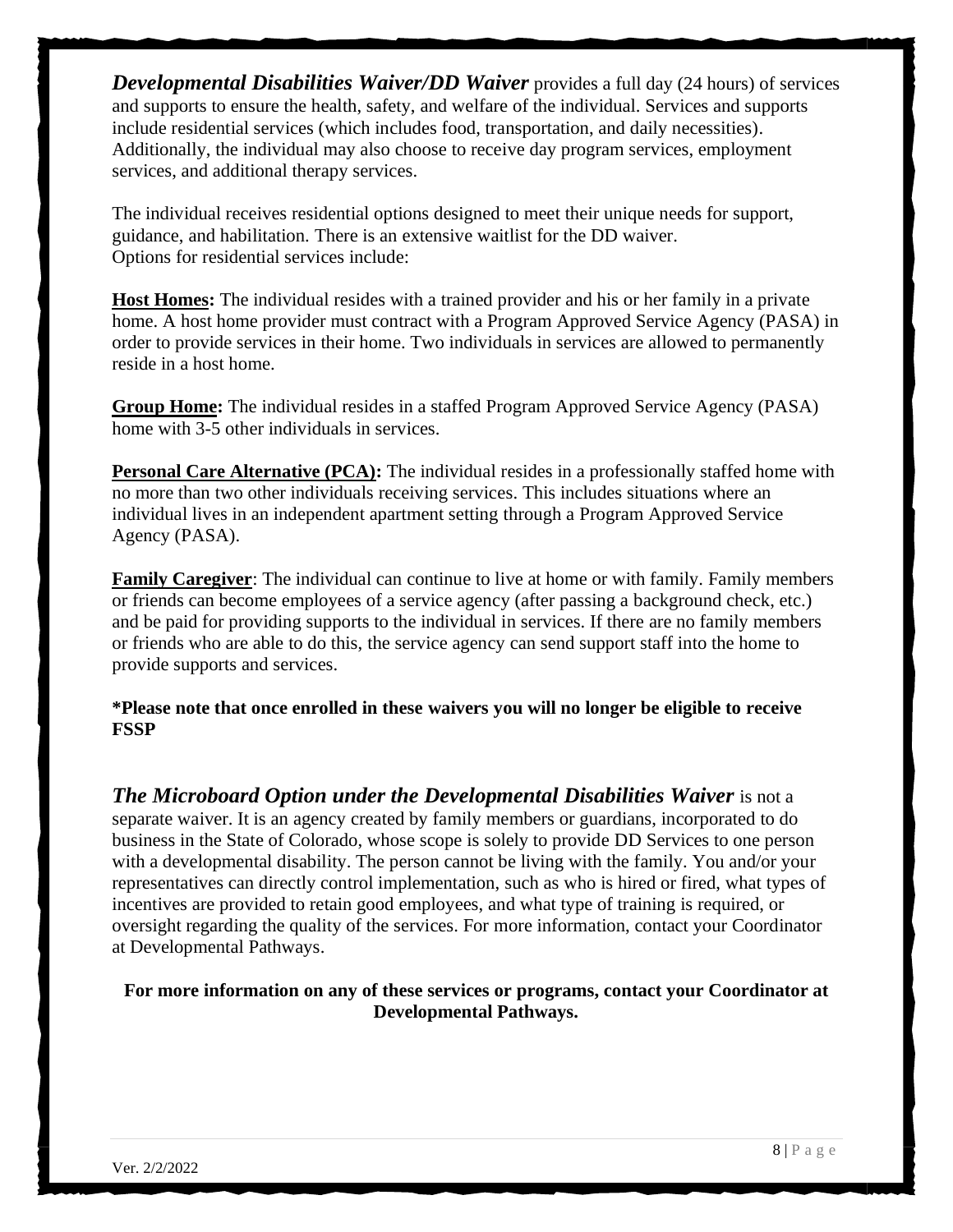***Developmental Disabilities Waiver/DD Waiver*** provides a full day (24 hours) of services and supports to ensure the health, safety, and welfare of the individual. Services and supports include residential services (which includes food, transportation, and daily necessities). Additionally, the individual may also choose to receive day program services, employment services, and additional therapy services.

The individual receives residential options designed to meet their unique needs for support, guidance, and habilitation. There is an extensive waitlist for the DD waiver.
Options for residential services include:

**Host Homes:** The individual resides with a trained provider and his or her family in a private home. A host home provider must contract with a Program Approved Service Agency (PASA) in order to provide services in their home. Two individuals in services are allowed to permanently reside in a host home.

**Group Home:** The individual resides in a staffed Program Approved Service Agency (PASA) home with 3-5 other individuals in services.

**Personal Care Alternative (PCA):** The individual resides in a professionally staffed home with no more than two other individuals receiving services. This includes situations where an individual lives in an independent apartment setting through a Program Approved Service Agency (PASA).

**Family Caregiver**: The individual can continue to live at home or with family. Family members or friends can become employees of a service agency (after passing a background check, etc.) and be paid for providing supports to the individual in services. If there are no family members or friends who are able to do this, the service agency can send support staff into the home to provide supports and services.

**\*Please note that once enrolled in these waivers you will no longer be eligible to receive FSSP**

***The Microboard Option under the Developmental Disabilities Waiver*** is not a separate waiver. It is an agency created by family members or guardians, incorporated to do business in the State of Colorado, whose scope is solely to provide DD Services to one person with a developmental disability. The person cannot be living with the family. You and/or your representatives can directly control implementation, such as who is hired or fired, what types of incentives are provided to retain good employees, and what type of training is required, or oversight regarding the quality of the services. For more information, contact your Coordinator at Developmental Pathways.

**For more information on any of these services or programs, contact your Coordinator at Developmental Pathways.**

Ver. 2/2/2022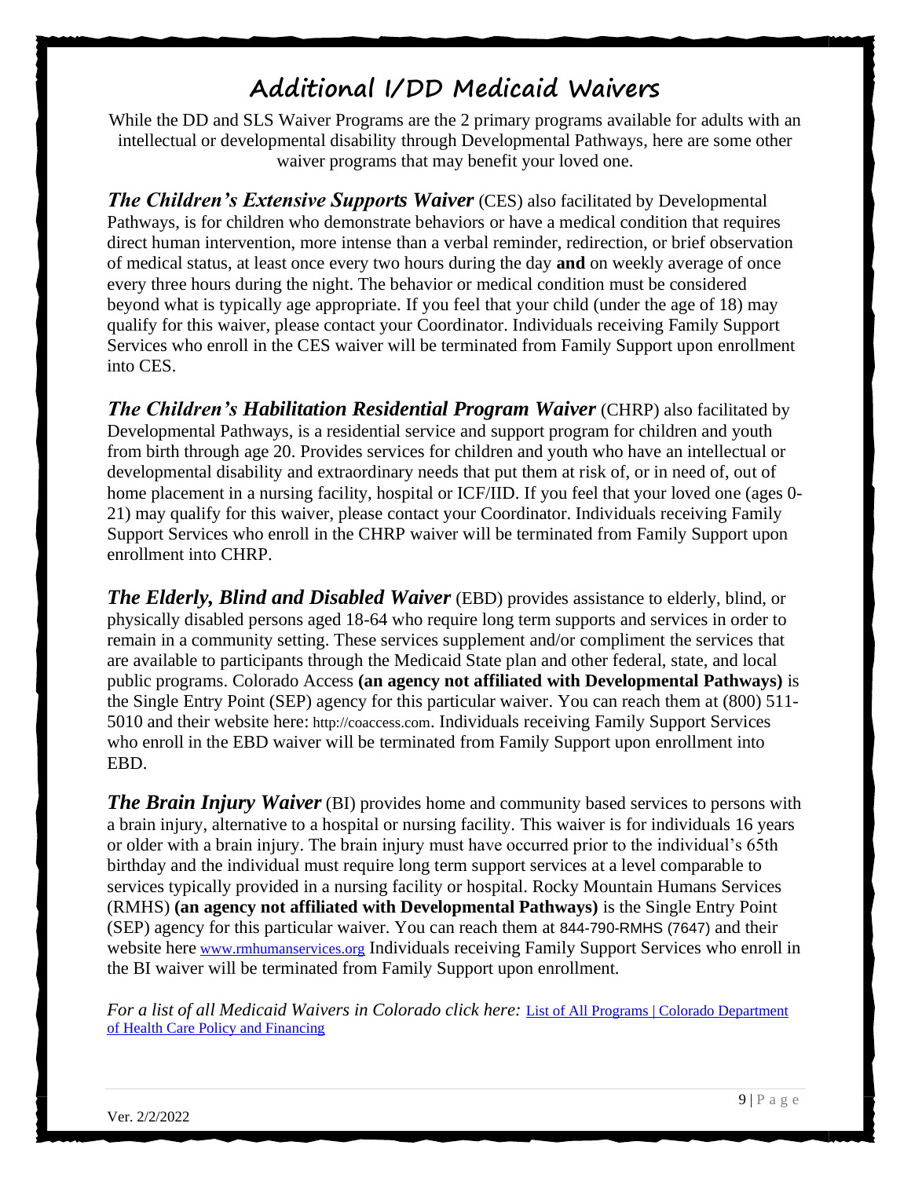# Additional I/DD Medicaid Waivers

While the DD and SLS Waiver Programs are the 2 primary programs available for adults with an intellectual or developmental disability through Developmental Pathways, here are some other waiver programs that may benefit your loved one.

***The Children's Extensive Supports Waiver*** (CES) also facilitated by Developmental Pathways, is for children who demonstrate behaviors or have a medical condition that requires direct human intervention, more intense than a verbal reminder, redirection, or brief observation of medical status, at least once every two hours during the day **and** on weekly average of once every three hours during the night. The behavior or medical condition must be considered beyond what is typically age appropriate. If you feel that your child (under the age of 18) may qualify for this waiver, please contact your Coordinator. Individuals receiving Family Support Services who enroll in the CES waiver will be terminated from Family Support upon enrollment into CES.

***The Children's Habilitation Residential Program Waiver*** (CHRP) also facilitated by Developmental Pathways, is a residential service and support program for children and youth from birth through age 20. Provides services for children and youth who have an intellectual or developmental disability and extraordinary needs that put them at risk of, or in need of, out of home placement in a nursing facility, hospital or ICF/IID. If you feel that your loved one (ages 0-21) may qualify for this waiver, please contact your Coordinator. Individuals receiving Family Support Services who enroll in the CHRP waiver will be terminated from Family Support upon enrollment into CHRP.

***The Elderly, Blind and Disabled Waiver*** (EBD) provides assistance to elderly, blind, or physically disabled persons aged 18-64 who require long term supports and services in order to remain in a community setting. These services supplement and/or compliment the services that are available to participants through the Medicaid State plan and other federal, state, and local public programs. Colorado Access **(an agency not affiliated with Developmental Pathways)** is the Single Entry Point (SEP) agency for this particular waiver. You can reach them at (800) 511-5010 and their website here: http://coaccess.com. Individuals receiving Family Support Services who enroll in the EBD waiver will be terminated from Family Support upon enrollment into EBD.

***The Brain Injury Waiver*** (BI) provides home and community based services to persons with a brain injury, alternative to a hospital or nursing facility. This waiver is for individuals 16 years or older with a brain injury. The brain injury must have occurred prior to the individual's 65th birthday and the individual must require long term support services at a level comparable to services typically provided in a nursing facility or hospital. Rocky Mountain Humans Services (RMHS) **(an agency not affiliated with Developmental Pathways)** is the Single Entry Point (SEP) agency for this particular waiver. You can reach them at 844-790-RMHS (7647) and their website here www.rmhumanservices.org Individuals receiving Family Support Services who enroll in the BI waiver will be terminated from Family Support upon enrollment.

*For a list of all Medicaid Waivers in Colorado click here:* [List of All Programs | Colorado Department of Health Care Policy and Financing]

Ver. 2/2/2022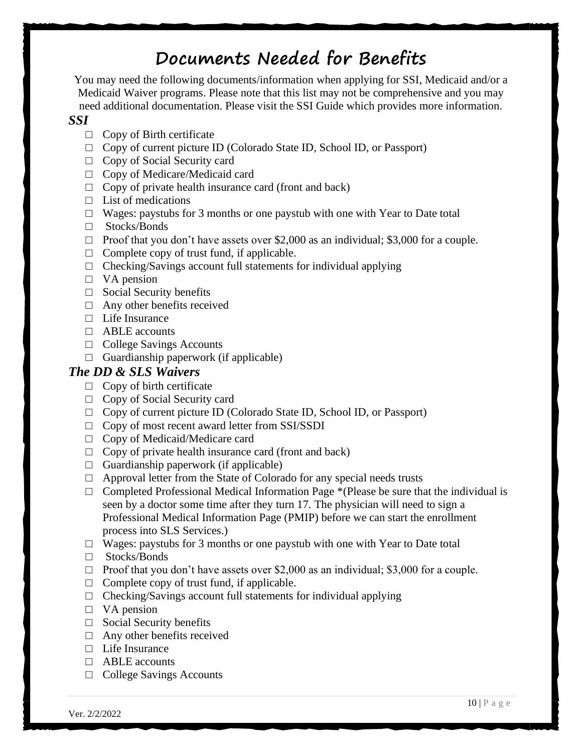# Documents Needed for Benefits

You may need the following documents/information when applying for SSI, Medicaid and/or a Medicaid Waiver programs. Please note that this list may not be comprehensive and you may need additional documentation. Please visit the SSI Guide which provides more information.

### *SSI*

- □ Copy of Birth certificate
- □ Copy of current picture ID (Colorado State ID, School ID, or Passport)
- □ Copy of Social Security card
- □ Copy of Medicare/Medicaid card
- □ Copy of private health insurance card (front and back)
- □ List of medications
- □ Wages: paystubs for 3 months or one paystub with one with Year to Date total
- □ Stocks/Bonds
- □ Proof that you don't have assets over $2,000 as an individual; $3,000 for a couple.
- □ Complete copy of trust fund, if applicable.
- □ Checking/Savings account full statements for individual applying
- □ VA pension
- □ Social Security benefits
- □ Any other benefits received
- □ Life Insurance
- □ ABLE accounts
- □ College Savings Accounts
- □ Guardianship paperwork (if applicable)

### *The DD & SLS Waivers*

- □ Copy of birth certificate
- □ Copy of Social Security card
- □ Copy of current picture ID (Colorado State ID, School ID, or Passport)
- □ Copy of most recent award letter from SSI/SSDI
- □ Copy of Medicaid/Medicare card
- □ Copy of private health insurance card (front and back)
- □ Guardianship paperwork (if applicable)
- □ Approval letter from the State of Colorado for any special needs trusts
- □ Completed Professional Medical Information Page *(Please be sure that the individual is seen by a doctor some time after they turn 17. The physician will need to sign a Professional Medical Information Page (PMIP) before we can start the enrollment process into SLS Services.)
- □ Wages: paystubs for 3 months or one paystub with one with Year to Date total
- □ Stocks/Bonds
- □ Proof that you don't have assets over $2,000 as an individual; $3,000 for a couple.
- □ Complete copy of trust fund, if applicable.
- □ Checking/Savings account full statements for individual applying
- □ VA pension
- □ Social Security benefits
- □ Any other benefits received
- □ Life Insurance
- □ ABLE accounts
- □ College Savings Accounts

Ver. 2/2/2022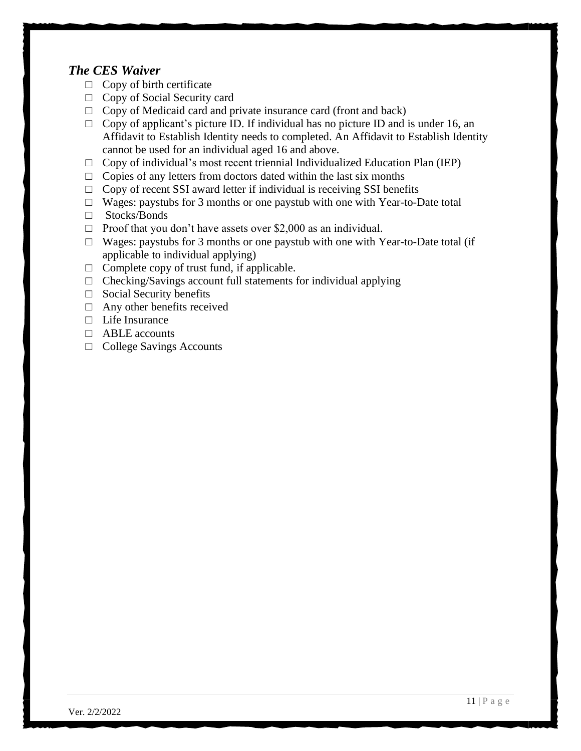### *The CES Waiver*

- ☐ Copy of birth certificate
- ☐ Copy of Social Security card
- ☐ Copy of Medicaid card and private insurance card (front and back)
- ☐ Copy of applicant's picture ID. If individual has no picture ID and is under 16, an Affidavit to Establish Identity needs to completed. An Affidavit to Establish Identity cannot be used for an individual aged 16 and above.
- ☐ Copy of individual's most recent triennial Individualized Education Plan (IEP)
- ☐ Copies of any letters from doctors dated within the last six months
- ☐ Copy of recent SSI award letter if individual is receiving SSI benefits
- ☐ Wages: paystubs for 3 months or one paystub with one with Year-to-Date total
- ☐ Stocks/Bonds
- ☐ Proof that you don't have assets over $2,000 as an individual.
- ☐ Wages: paystubs for 3 months or one paystub with one with Year-to-Date total (if applicable to individual applying)
- ☐ Complete copy of trust fund, if applicable.
- ☐ Checking/Savings account full statements for individual applying
- ☐ Social Security benefits
- ☐ Any other benefits received
- ☐ Life Insurance
- ☐ ABLE accounts
- ☐ College Savings Accounts

Ver. 2/2/2022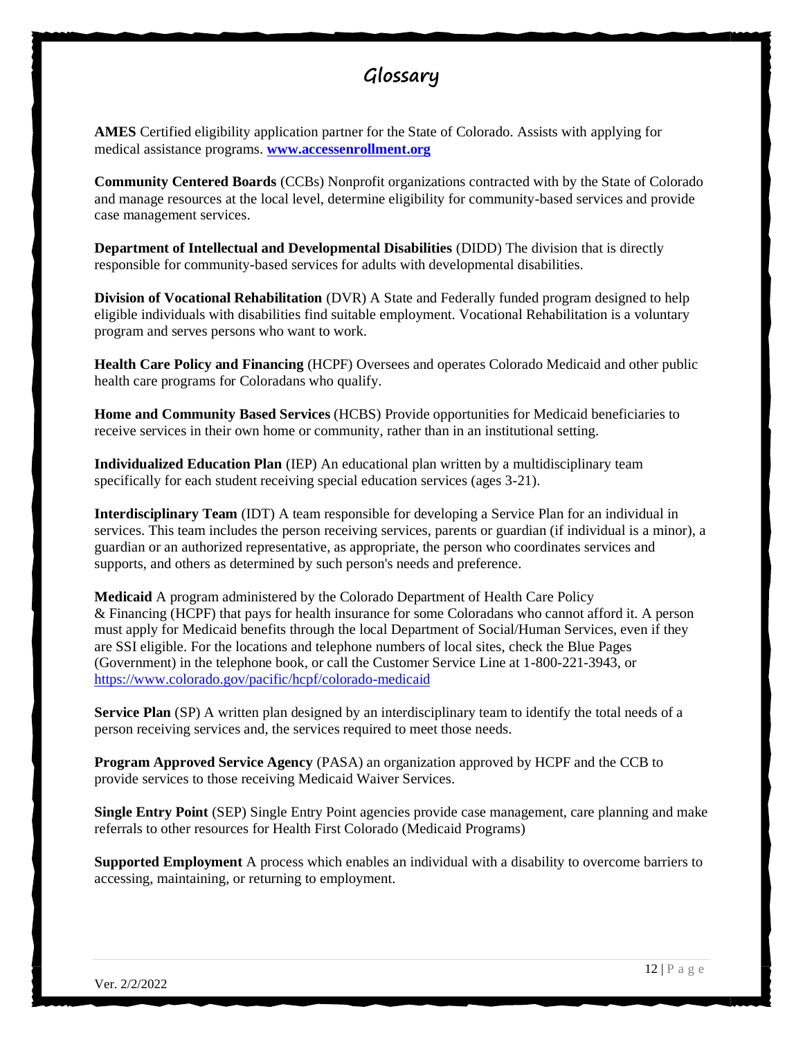# Glossary

**AMES** Certified eligibility application partner for the State of Colorado. Assists with applying for medical assistance programs. **www.accessenrollment.org**

**Community Centered Boards** (CCBs) Nonprofit organizations contracted with by the State of Colorado and manage resources at the local level, determine eligibility for community-based services and provide case management services.

**Department of Intellectual and Developmental Disabilities** (DIDD) The division that is directly responsible for community-based services for adults with developmental disabilities.

**Division of Vocational Rehabilitation** (DVR) A State and Federally funded program designed to help eligible individuals with disabilities find suitable employment. Vocational Rehabilitation is a voluntary program and serves persons who want to work.

**Health Care Policy and Financing** (HCPF) Oversees and operates Colorado Medicaid and other public health care programs for Coloradans who qualify.

**Home and Community Based Services** (HCBS) Provide opportunities for Medicaid beneficiaries to receive services in their own home or community, rather than in an institutional setting.

**Individualized Education Plan** (IEP) An educational plan written by a multidisciplinary team specifically for each student receiving special education services (ages 3-21).

**Interdisciplinary Team** (IDT) A team responsible for developing a Service Plan for an individual in services. This team includes the person receiving services, parents or guardian (if individual is a minor), a guardian or an authorized representative, as appropriate, the person who coordinates services and supports, and others as determined by such person's needs and preference.

**Medicaid** A program administered by the Colorado Department of Health Care Policy & Financing (HCPF) that pays for health insurance for some Coloradans who cannot afford it. A person must apply for Medicaid benefits through the local Department of Social/Human Services, even if they are SSI eligible. For the locations and telephone numbers of local sites, check the Blue Pages (Government) in the telephone book, or call the Customer Service Line at 1-800-221-3943, or https://www.colorado.gov/pacific/hcpf/colorado-medicaid

**Service Plan** (SP) A written plan designed by an interdisciplinary team to identify the total needs of a person receiving services and, the services required to meet those needs.

**Program Approved Service Agency** (PASA) an organization approved by HCPF and the CCB to provide services to those receiving Medicaid Waiver Services.

**Single Entry Point** (SEP) Single Entry Point agencies provide case management, care planning and make referrals to other resources for Health First Colorado (Medicaid Programs)

**Supported Employment** A process which enables an individual with a disability to overcome barriers to accessing, maintaining, or returning to employment.

Ver. 2/2/2022